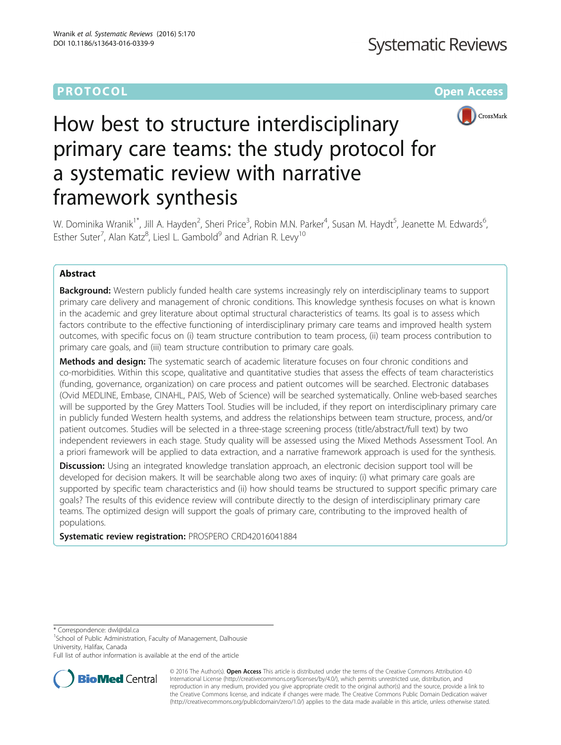PROTOCOL

Open Access

# How best to structure interdisciplinary primary care teams: the study protocol for a systematic review with narrative framework synthesis

W. Dominika Wranik[1*], Jill A. Hayden[2], Sheri Price[3], Robin M.N. Parker[4], Susan M. Haydt[5], Jeanette M. Edwards[6], Esther Suter[7], Alan Katz[8], Liesl L. Gambold[9] and Adrian R. Levy[10]

## Abstract

**Background:** Western publicly funded health care systems increasingly rely on interdisciplinary teams to support primary care delivery and management of chronic conditions. This knowledge synthesis focuses on what is known in the academic and grey literature about optimal structural characteristics of teams. Its goal is to assess which factors contribute to the effective functioning of interdisciplinary primary care teams and improved health system outcomes, with specific focus on (i) team structure contribution to team process, (ii) team process contribution to primary care goals, and (iii) team structure contribution to primary care goals.

**Methods and design:** The systematic search of academic literature focuses on four chronic conditions and co-morbidities. Within this scope, qualitative and quantitative studies that assess the effects of team characteristics (funding, governance, organization) on care process and patient outcomes will be searched. Electronic databases (Ovid MEDLINE, Embase, CINAHL, PAIS, Web of Science) will be searched systematically. Online web-based searches will be supported by the Grey Matters Tool. Studies will be included, if they report on interdisciplinary primary care in publicly funded Western health systems, and address the relationships between team structure, process, and/or patient outcomes. Studies will be selected in a three-stage screening process (title/abstract/full text) by two independent reviewers in each stage. Study quality will be assessed using the Mixed Methods Assessment Tool. An a priori framework will be applied to data extraction, and a narrative framework approach is used for the synthesis.

**Discussion:** Using an integrated knowledge translation approach, an electronic decision support tool will be developed for decision makers. It will be searchable along two axes of inquiry: (i) what primary care goals are supported by specific team characteristics and (ii) how should teams be structured to support specific primary care goals? The results of this evidence review will contribute directly to the design of interdisciplinary primary care teams. The optimized design will support the goals of primary care, contributing to the improved health of populations.

**Systematic review registration:** PROSPERO CRD42016041884

---

\* Correspondence: dwl@dal.ca

[1]School of Public Administration, Faculty of Management, Dalhousie University, Halifax, Canada

Full list of author information is available at the end of the article

© 2016 The Author(s). **Open Access** This article is distributed under the terms of the Creative Commons Attribution 4.0 International License (http://creativecommons.org/licenses/by/4.0/), which permits unrestricted use, distribution, and reproduction in any medium, provided you give appropriate credit to the original author(s) and the source, provide a link to the Creative Commons license, and indicate if changes were made. The Creative Commons Public Domain Dedication waiver (http://creativecommons.org/publicdomain/zero/1.0/) applies to the data made available in this article, unless otherwise stated.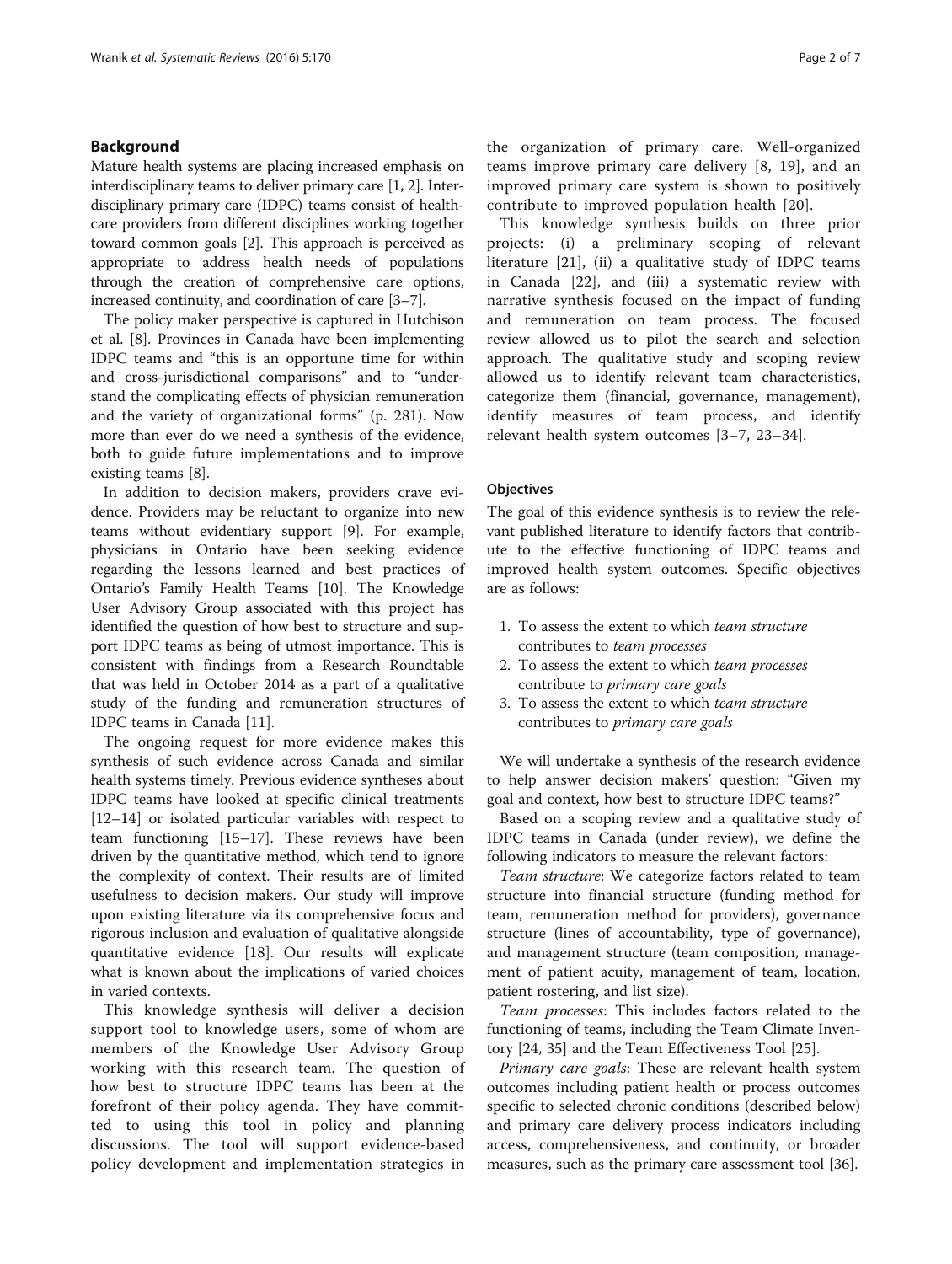## Background

Mature health systems are placing increased emphasis on interdisciplinary teams to deliver primary care [1, 2]. Interdisciplinary primary care (IDPC) teams consist of healthcare providers from different disciplines working together toward common goals [2]. This approach is perceived as appropriate to address health needs of populations through the creation of comprehensive care options, increased continuity, and coordination of care [3–7].

The policy maker perspective is captured in Hutchison et al. [8]. Provinces in Canada have been implementing IDPC teams and "this is an opportune time for within and cross-jurisdictional comparisons" and to "understand the complicating effects of physician remuneration and the variety of organizational forms" (p. 281). Now more than ever do we need a synthesis of the evidence, both to guide future implementations and to improve existing teams [8].

In addition to decision makers, providers crave evidence. Providers may be reluctant to organize into new teams without evidentiary support [9]. For example, physicians in Ontario have been seeking evidence regarding the lessons learned and best practices of Ontario's Family Health Teams [10]. The Knowledge User Advisory Group associated with this project has identified the question of how best to structure and support IDPC teams as being of utmost importance. This is consistent with findings from a Research Roundtable that was held in October 2014 as a part of a qualitative study of the funding and remuneration structures of IDPC teams in Canada [11].

The ongoing request for more evidence makes this synthesis of such evidence across Canada and similar health systems timely. Previous evidence syntheses about IDPC teams have looked at specific clinical treatments [12–14] or isolated particular variables with respect to team functioning [15–17]. These reviews have been driven by the quantitative method, which tend to ignore the complexity of context. Their results are of limited usefulness to decision makers. Our study will improve upon existing literature via its comprehensive focus and rigorous inclusion and evaluation of qualitative alongside quantitative evidence [18]. Our results will explicate what is known about the implications of varied choices in varied contexts.

This knowledge synthesis will deliver a decision support tool to knowledge users, some of whom are members of the Knowledge User Advisory Group working with this research team. The question of how best to structure IDPC teams has been at the forefront of their policy agenda. They have committed to using this tool in policy and planning discussions. The tool will support evidence-based policy development and implementation strategies in the organization of primary care. Well-organized teams improve primary care delivery [8, 19], and an improved primary care system is shown to positively contribute to improved population health [20].

This knowledge synthesis builds on three prior projects: (i) a preliminary scoping of relevant literature [21], (ii) a qualitative study of IDPC teams in Canada [22], and (iii) a systematic review with narrative synthesis focused on the impact of funding and remuneration on team process. The focused review allowed us to pilot the search and selection approach. The qualitative study and scoping review allowed us to identify relevant team characteristics, categorize them (financial, governance, management), identify measures of team process, and identify relevant health system outcomes [3–7, 23–34].

### Objectives

The goal of this evidence synthesis is to review the relevant published literature to identify factors that contribute to the effective functioning of IDPC teams and improved health system outcomes. Specific objectives are as follows:

1. To assess the extent to which *team structure* contributes to *team processes*
2. To assess the extent to which *team processes* contribute to *primary care goals*
3. To assess the extent to which *team structure* contributes to *primary care goals*

We will undertake a synthesis of the research evidence to help answer decision makers' question: "Given my goal and context, how best to structure IDPC teams?"

Based on a scoping review and a qualitative study of IDPC teams in Canada (under review), we define the following indicators to measure the relevant factors:

*Team structure*: We categorize factors related to team structure into financial structure (funding method for team, remuneration method for providers), governance structure (lines of accountability, type of governance), and management structure (team composition, management of patient acuity, management of team, location, patient rostering, and list size).

*Team processes*: This includes factors related to the functioning of teams, including the Team Climate Inventory [24, 35] and the Team Effectiveness Tool [25].

*Primary care goals*: These are relevant health system outcomes including patient health or process outcomes specific to selected chronic conditions (described below) and primary care delivery process indicators including access, comprehensiveness, and continuity, or broader measures, such as the primary care assessment tool [36].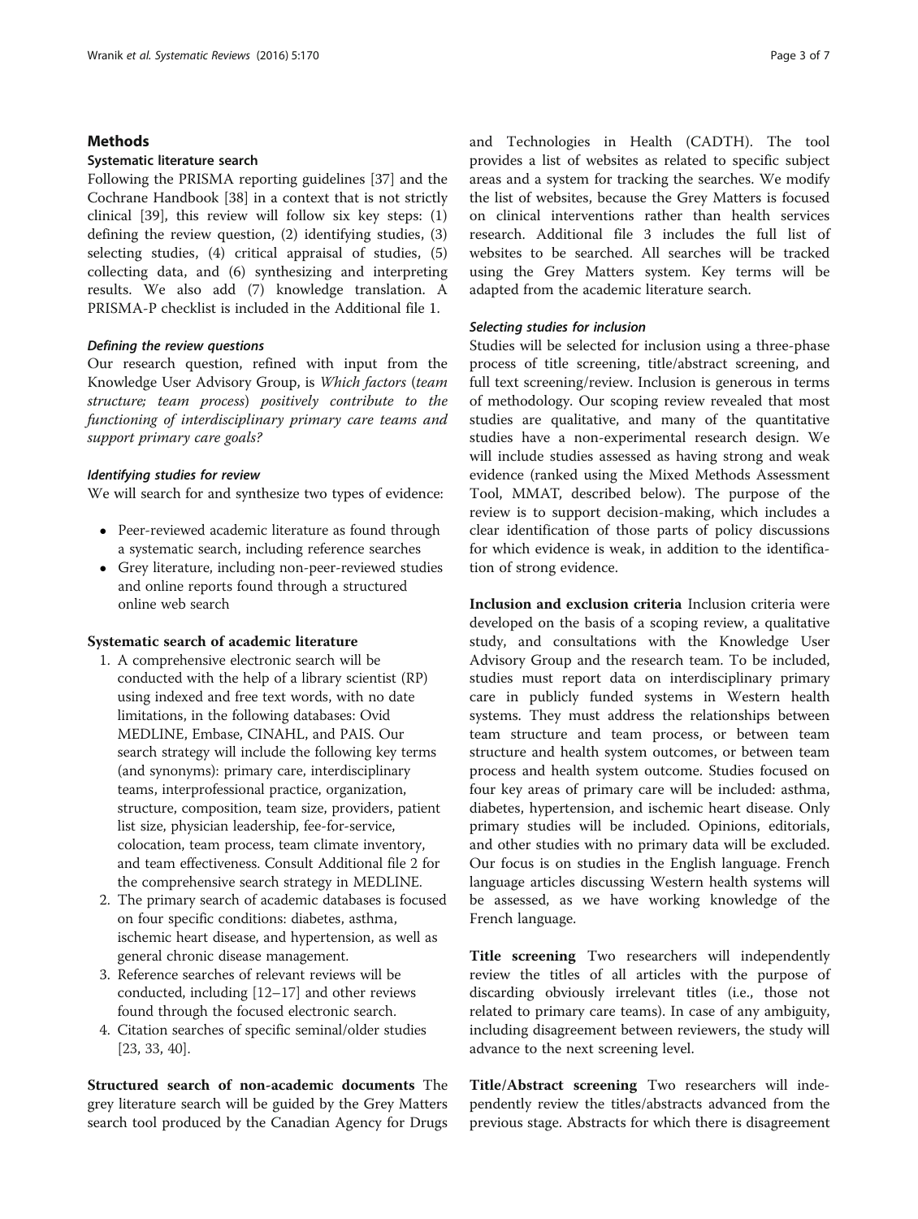## Methods

### Systematic literature search

Following the PRISMA reporting guidelines [37] and the Cochrane Handbook [38] in a context that is not strictly clinical [39], this review will follow six key steps: (1) defining the review question, (2) identifying studies, (3) selecting studies, (4) critical appraisal of studies, (5) collecting data, and (6) synthesizing and interpreting results. We also add (7) knowledge translation. A PRISMA-P checklist is included in the Additional file 1.

#### *Defining the review questions*

Our research question, refined with input from the Knowledge User Advisory Group, is *Which factors (team structure; team process) positively contribute to the functioning of interdisciplinary primary care teams and support primary care goals?*

#### *Identifying studies for review*

We will search for and synthesize two types of evidence:

- Peer-reviewed academic literature as found through a systematic search, including reference searches
- Grey literature, including non-peer-reviewed studies and online reports found through a structured online web search

#### Systematic search of academic literature

1. A comprehensive electronic search will be conducted with the help of a library scientist (RP) using indexed and free text words, with no date limitations, in the following databases: Ovid MEDLINE, Embase, CINAHL, and PAIS. Our search strategy will include the following key terms (and synonyms): primary care, interdisciplinary teams, interprofessional practice, organization, structure, composition, team size, providers, patient list size, physician leadership, fee-for-service, colocation, team process, team climate inventory, and team effectiveness. Consult Additional file 2 for the comprehensive search strategy in MEDLINE.
2. The primary search of academic databases is focused on four specific conditions: diabetes, asthma, ischemic heart disease, and hypertension, as well as general chronic disease management.
3. Reference searches of relevant reviews will be conducted, including [12–17] and other reviews found through the focused electronic search.
4. Citation searches of specific seminal/older studies [23, 33, 40].

**Structured search of non-academic documents** The grey literature search will be guided by the Grey Matters search tool produced by the Canadian Agency for Drugs and Technologies in Health (CADTH). The tool provides a list of websites as related to specific subject areas and a system for tracking the searches. We modify the list of websites, because the Grey Matters is focused on clinical interventions rather than health services research. Additional file 3 includes the full list of websites to be searched. All searches will be tracked using the Grey Matters system. Key terms will be adapted from the academic literature search.

#### *Selecting studies for inclusion*

Studies will be selected for inclusion using a three-phase process of title screening, title/abstract screening, and full text screening/review. Inclusion is generous in terms of methodology. Our scoping review revealed that most studies are qualitative, and many of the quantitative studies have a non-experimental research design. We will include studies assessed as having strong and weak evidence (ranked using the Mixed Methods Assessment Tool, MMAT, described below). The purpose of the review is to support decision-making, which includes a clear identification of those parts of policy discussions for which evidence is weak, in addition to the identification of strong evidence.

**Inclusion and exclusion criteria** Inclusion criteria were developed on the basis of a scoping review, a qualitative study, and consultations with the Knowledge User Advisory Group and the research team. To be included, studies must report data on interdisciplinary primary care in publicly funded systems in Western health systems. They must address the relationships between team structure and team process, or between team structure and health system outcomes, or between team process and health system outcome. Studies focused on four key areas of primary care will be included: asthma, diabetes, hypertension, and ischemic heart disease. Only primary studies will be included. Opinions, editorials, and other studies with no primary data will be excluded. Our focus is on studies in the English language. French language articles discussing Western health systems will be assessed, as we have working knowledge of the French language.

**Title screening** Two researchers will independently review the titles of all articles with the purpose of discarding obviously irrelevant titles (i.e., those not related to primary care teams). In case of any ambiguity, including disagreement between reviewers, the study will advance to the next screening level.

**Title/Abstract screening** Two researchers will independently review the titles/abstracts advanced from the previous stage. Abstracts for which there is disagreement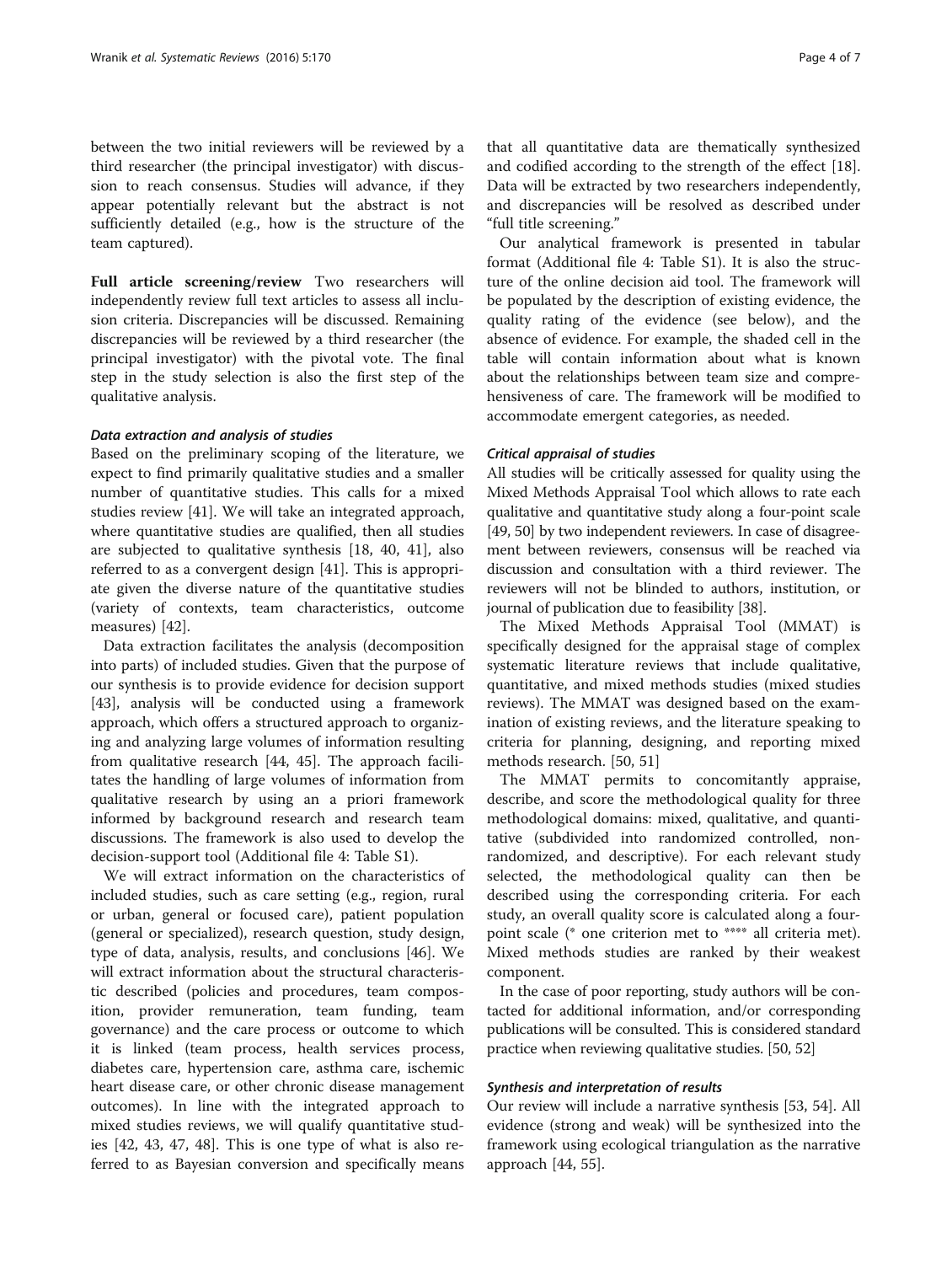between the two initial reviewers will be reviewed by a third researcher (the principal investigator) with discussion to reach consensus. Studies will advance, if they appear potentially relevant but the abstract is not sufficiently detailed (e.g., how is the structure of the team captured).

**Full article screening/review** Two researchers will independently review full text articles to assess all inclusion criteria. Discrepancies will be discussed. Remaining discrepancies will be reviewed by a third researcher (the principal investigator) with the pivotal vote. The final step in the study selection is also the first step of the qualitative analysis.

#### *Data extraction and analysis of studies*

Based on the preliminary scoping of the literature, we expect to find primarily qualitative studies and a smaller number of quantitative studies. This calls for a mixed studies review [41]. We will take an integrated approach, where quantitative studies are qualified, then all studies are subjected to qualitative synthesis [18, 40, 41], also referred to as a convergent design [41]. This is appropriate given the diverse nature of the quantitative studies (variety of contexts, team characteristics, outcome measures) [42].

Data extraction facilitates the analysis (decomposition into parts) of included studies. Given that the purpose of our synthesis is to provide evidence for decision support [43], analysis will be conducted using a framework approach, which offers a structured approach to organizing and analyzing large volumes of information resulting from qualitative research [44, 45]. The approach facilitates the handling of large volumes of information from qualitative research by using an a priori framework informed by background research and research team discussions. The framework is also used to develop the decision-support tool (Additional file 4: Table S1).

We will extract information on the characteristics of included studies, such as care setting (e.g., region, rural or urban, general or focused care), patient population (general or specialized), research question, study design, type of data, analysis, results, and conclusions [46]. We will extract information about the structural characteristic described (policies and procedures, team composition, provider remuneration, team funding, team governance) and the care process or outcome to which it is linked (team process, health services process, diabetes care, hypertension care, asthma care, ischemic heart disease care, or other chronic disease management outcomes). In line with the integrated approach to mixed studies reviews, we will qualify quantitative studies [42, 43, 47, 48]. This is one type of what is also referred to as Bayesian conversion and specifically means that all quantitative data are thematically synthesized and codified according to the strength of the effect [18]. Data will be extracted by two researchers independently, and discrepancies will be resolved as described under "full title screening."

Our analytical framework is presented in tabular format (Additional file 4: Table S1). It is also the structure of the online decision aid tool. The framework will be populated by the description of existing evidence, the quality rating of the evidence (see below), and the absence of evidence. For example, the shaded cell in the table will contain information about what is known about the relationships between team size and comprehensiveness of care. The framework will be modified to accommodate emergent categories, as needed.

#### *Critical appraisal of studies*

All studies will be critically assessed for quality using the Mixed Methods Appraisal Tool which allows to rate each qualitative and quantitative study along a four-point scale [49, 50] by two independent reviewers. In case of disagreement between reviewers, consensus will be reached via discussion and consultation with a third reviewer. The reviewers will not be blinded to authors, institution, or journal of publication due to feasibility [38].

The Mixed Methods Appraisal Tool (MMAT) is specifically designed for the appraisal stage of complex systematic literature reviews that include qualitative, quantitative, and mixed methods studies (mixed studies reviews). The MMAT was designed based on the examination of existing reviews, and the literature speaking to criteria for planning, designing, and reporting mixed methods research. [50, 51]

The MMAT permits to concomitantly appraise, describe, and score the methodological quality for three methodological domains: mixed, qualitative, and quantitative (subdivided into randomized controlled, non-randomized, and descriptive). For each relevant study selected, the methodological quality can then be described using the corresponding criteria. For each study, an overall quality score is calculated along a four-point scale (* one criterion met to **** all criteria met). Mixed methods studies are ranked by their weakest component.

In the case of poor reporting, study authors will be contacted for additional information, and/or corresponding publications will be consulted. This is considered standard practice when reviewing qualitative studies. [50, 52]

#### *Synthesis and interpretation of results*

Our review will include a narrative synthesis [53, 54]. All evidence (strong and weak) will be synthesized into the framework using ecological triangulation as the narrative approach [44, 55].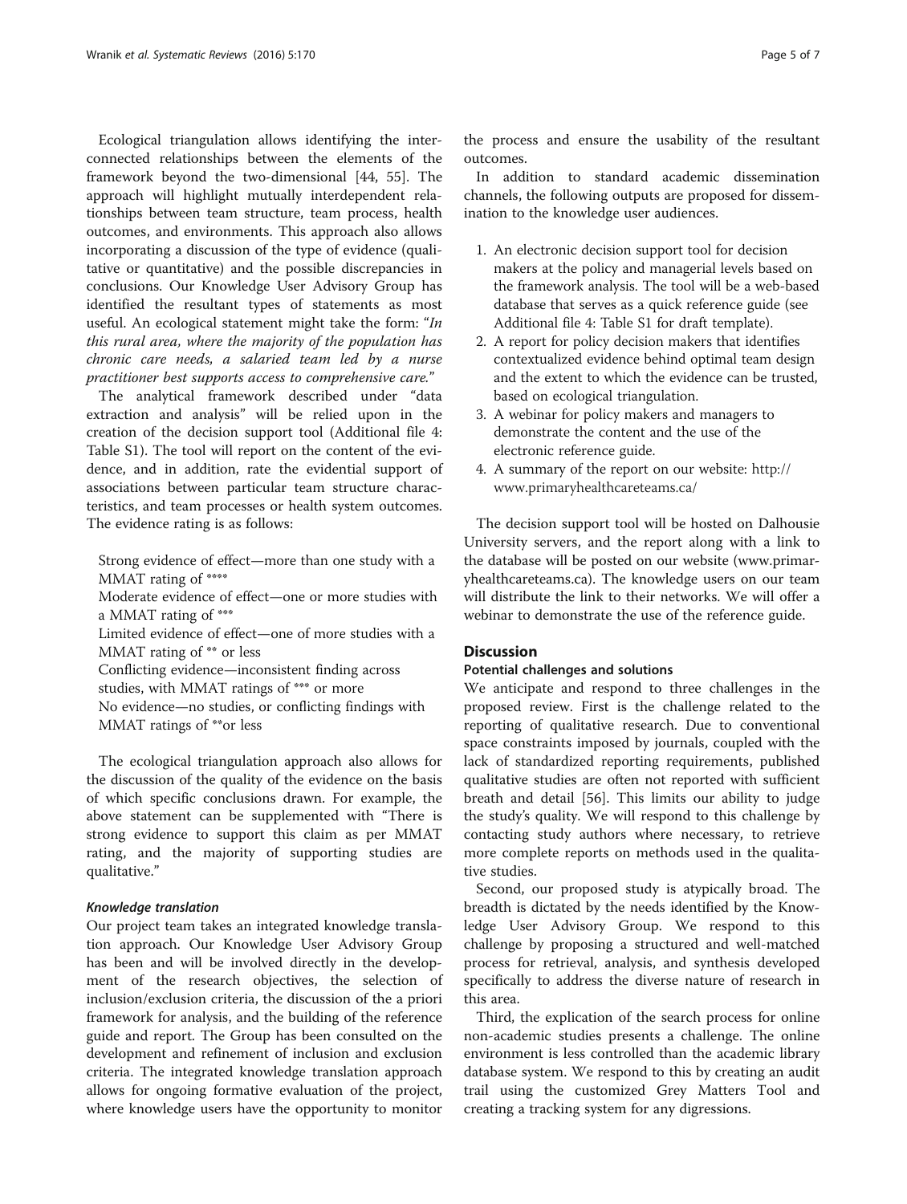Ecological triangulation allows identifying the interconnected relationships between the elements of the framework beyond the two-dimensional [44, 55]. The approach will highlight mutually interdependent relationships between team structure, team process, health outcomes, and environments. This approach also allows incorporating a discussion of the type of evidence (qualitative or quantitative) and the possible discrepancies in conclusions. Our Knowledge User Advisory Group has identified the resultant types of statements as most useful. An ecological statement might take the form: "*In this rural area, where the majority of the population has chronic care needs, a salaried team led by a nurse practitioner best supports access to comprehensive care.*"

The analytical framework described under "data extraction and analysis" will be relied upon in the creation of the decision support tool (Additional file 4: Table S1). The tool will report on the content of the evidence, and in addition, rate the evidential support of associations between particular team structure characteristics, and team processes or health system outcomes. The evidence rating is as follows:

Strong evidence of effect—more than one study with a MMAT rating of ****

Moderate evidence of effect—one or more studies with a MMAT rating of ***

Limited evidence of effect—one of more studies with a MMAT rating of ** or less

Conflicting evidence—inconsistent finding across studies, with MMAT ratings of *** or more

No evidence—no studies, or conflicting findings with MMAT ratings of **or less

The ecological triangulation approach also allows for the discussion of the quality of the evidence on the basis of which specific conclusions drawn. For example, the above statement can be supplemented with "There is strong evidence to support this claim as per MMAT rating, and the majority of supporting studies are qualitative."

#### *Knowledge translation*

Our project team takes an integrated knowledge translation approach. Our Knowledge User Advisory Group has been and will be involved directly in the development of the research objectives, the selection of inclusion/exclusion criteria, the discussion of the a priori framework for analysis, and the building of the reference guide and report. The Group has been consulted on the development and refinement of inclusion and exclusion criteria. The integrated knowledge translation approach allows for ongoing formative evaluation of the project, where knowledge users have the opportunity to monitor the process and ensure the usability of the resultant outcomes.

In addition to standard academic dissemination channels, the following outputs are proposed for dissemination to the knowledge user audiences.

1. An electronic decision support tool for decision makers at the policy and managerial levels based on the framework analysis. The tool will be a web-based database that serves as a quick reference guide (see Additional file 4: Table S1 for draft template).
2. A report for policy decision makers that identifies contextualized evidence behind optimal team design and the extent to which the evidence can be trusted, based on ecological triangulation.
3. A webinar for policy makers and managers to demonstrate the content and the use of the electronic reference guide.
4. A summary of the report on our website: http://www.primaryhealthcareteams.ca/

The decision support tool will be hosted on Dalhousie University servers, and the report along with a link to the database will be posted on our website (www.primaryhealthcareteams.ca). The knowledge users on our team will distribute the link to their networks. We will offer a webinar to demonstrate the use of the reference guide.

## Discussion

### Potential challenges and solutions

We anticipate and respond to three challenges in the proposed review. First is the challenge related to the reporting of qualitative research. Due to conventional space constraints imposed by journals, coupled with the lack of standardized reporting requirements, published qualitative studies are often not reported with sufficient breath and detail [56]. This limits our ability to judge the study's quality. We will respond to this challenge by contacting study authors where necessary, to retrieve more complete reports on methods used in the qualitative studies.

Second, our proposed study is atypically broad. The breadth is dictated by the needs identified by the Knowledge User Advisory Group. We respond to this challenge by proposing a structured and well-matched process for retrieval, analysis, and synthesis developed specifically to address the diverse nature of research in this area.

Third, the explication of the search process for online non-academic studies presents a challenge. The online environment is less controlled than the academic library database system. We respond to this by creating an audit trail using the customized Grey Matters Tool and creating a tracking system for any digressions.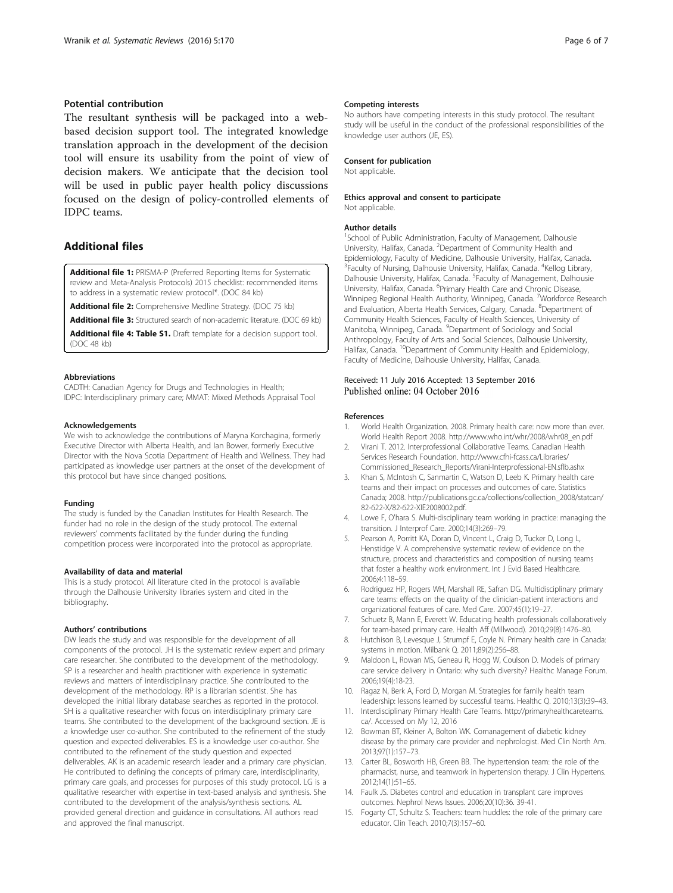### Potential contribution

The resultant synthesis will be packaged into a web-based decision support tool. The integrated knowledge translation approach in the development of the decision tool will ensure its usability from the point of view of decision makers. We anticipate that the decision tool will be used in public payer health policy discussions focused on the design of policy-controlled elements of IDPC teams.

## Additional files

**Additional file 1:** PRISMA-P (Preferred Reporting Items for Systematic review and Meta-Analysis Protocols) 2015 checklist: recommended items to address in a systematic review protocol*. (DOC 84 kb)

**Additional file 2:** Comprehensive Medline Strategy. (DOC 75 kb)

**Additional file 3:** Structured search of non-academic literature. (DOC 69 kb)

**Additional file 4: Table S1.** Draft template for a decision support tool. (DOC 48 kb)

#### Abbreviations

CADTH: Canadian Agency for Drugs and Technologies in Health; IDPC: Interdisciplinary primary care; MMAT: Mixed Methods Appraisal Tool

#### Acknowledgements

We wish to acknowledge the contributions of Maryna Korchagina, formerly Executive Director with Alberta Health, and Ian Bower, formerly Executive Director with the Nova Scotia Department of Health and Wellness. They had participated as knowledge user partners at the onset of the development of this protocol but have since changed positions.

#### Funding

The study is funded by the Canadian Institutes for Health Research. The funder had no role in the design of the study protocol. The external reviewers' comments facilitated by the funder during the funding competition process were incorporated into the protocol as appropriate.

#### Availability of data and material

This is a study protocol. All literature cited in the protocol is available through the Dalhousie University libraries system and cited in the bibliography.

#### Authors' contributions

DW leads the study and was responsible for the development of all components of the protocol. JH is the systematic review expert and primary care researcher. She contributed to the development of the methodology. SP is a researcher and health practitioner with experience in systematic reviews and matters of interdisciplinary practice. She contributed to the development of the methodology. RP is a librarian scientist. She has developed the initial library database searches as reported in the protocol. SH is a qualitative researcher with focus on interdisciplinary primary care teams. She contributed to the development of the background section. JE is a knowledge user co-author. She contributed to the refinement of the study question and expected deliverables. ES is a knowledge user co-author. She contributed to the refinement of the study question and expected deliverables. AK is an academic research leader and a primary care physician. He contributed to defining the concepts of primary care, interdisciplinarity, primary care goals, and processes for purposes of this study protocol. LG is a qualitative researcher with expertise in text-based analysis and synthesis. She contributed to the development of the analysis/synthesis sections. AL provided general direction and guidance in consultations. All authors read and approved the final manuscript.

#### Competing interests

No authors have competing interests in this study protocol. The resultant study will be useful in the conduct of the professional responsibilities of the knowledge user authors (JE, ES).

#### Consent for publication

Not applicable.

#### Ethics approval and consent to participate

Not applicable.

#### Author details

[1]School of Public Administration, Faculty of Management, Dalhousie University, Halifax, Canada. [2]Department of Community Health and Epidemiology, Faculty of Medicine, Dalhousie University, Halifax, Canada. [3]Faculty of Nursing, Dalhousie University, Halifax, Canada. [4]Kellog Library, Dalhousie University, Halifax, Canada. [5]Faculty of Management, Dalhousie University, Halifax, Canada. [6]Primary Health Care and Chronic Disease, Winnipeg Regional Health Authority, Winnipeg, Canada. [7]Workforce Research and Evaluation, Alberta Health Services, Calgary, Canada. [8]Department of Community Health Sciences, Faculty of Health Sciences, University of Manitoba, Winnipeg, Canada. [9]Department of Sociology and Social Anthropology, Faculty of Arts and Social Sciences, Dalhousie University, Halifax, Canada. [10]Department of Community Health and Epidemiology, Faculty of Medicine, Dalhousie University, Halifax, Canada.

Received: 11 July 2016 Accepted: 13 September 2016
Published online: 04 October 2016

#### References

1. World Health Organization. 2008. Primary health care: now more than ever. World Health Report 2008. http://www.who.int/whr/2008/whr08_en.pdf
2. Virani T. 2012. Interprofessional Collaborative Teams. Canadian Health Services Research Foundation. http://www.cfhi-fcass.ca/Libraries/Commissioned_Research_Reports/Virani-Interprofessional-EN.sflb.ashx
3. Khan S, McIntosh C, Sanmartin C, Watson D, Leeb K. Primary health care teams and their impact on processes and outcomes of care. Statistics Canada; 2008. http://publications.gc.ca/collections/collection_2008/statcan/82-622-X/82-622-XIE2008002.pdf.
4. Lowe F, O'hara S. Multi-disciplinary team working in practice: managing the transition. J Interprof Care. 2000;14(3):269–79.
5. Pearson A, Porritt KA, Doran D, Vincent L, Craig D, Tucker D, Long L, Henstidge V. A comprehensive systematic review of evidence on the structure, process and characteristics and composition of nursing teams that foster a healthy work environment. Int J Evid Based Healthcare. 2006;4:118–59.
6. Rodriguez HP, Rogers WH, Marshall RE, Safran DG. Multidisciplinary primary care teams: effects on the quality of the clinician-patient interactions and organizational features of care. Med Care. 2007;45(1):19–27.
7. Schuetz B, Mann E, Everett W. Educating health professionals collaboratively for team-based primary care. Health Aff (Millwood). 2010;29(8):1476–80.
8. Hutchison B, Levesque J, Strumpf E, Coyle N. Primary health care in Canada: systems in motion. Milbank Q. 2011;89(2):256–88.
9. Maldoon L, Rowan MS, Geneau R, Hogg W, Coulson D. Models of primary care service delivery in Ontario: why such diversity? Healthc Manage Forum. 2006;19(4):18-23.
10. Ragaz N, Berk A, Ford D, Morgan M. Strategies for family health team leadership: lessons learned by successful teams. Healthc Q. 2010;13(3):39–43.
11. Interdisciplinary Primary Health Care Teams. http://primaryhealthcareteams.ca/. Accessed on My 12, 2016
12. Bowman BT, Kleiner A, Bolton WK. Comanagement of diabetic kidney disease by the primary care provider and nephrologist. Med Clin North Am. 2013;97(1):157–73.
13. Carter BL, Bosworth HB, Green BB. The hypertension team: the role of the pharmacist, nurse, and teamwork in hypertension therapy. J Clin Hypertens. 2012;14(1):51–65.
14. Faulk JS. Diabetes control and education in transplant care improves outcomes. Nephrol News Issues. 2006;20(10):36. 39-41.
15. Fogarty CT, Schultz S. Teachers: team huddles: the role of the primary care educator. Clin Teach. 2010;7(3):157–60.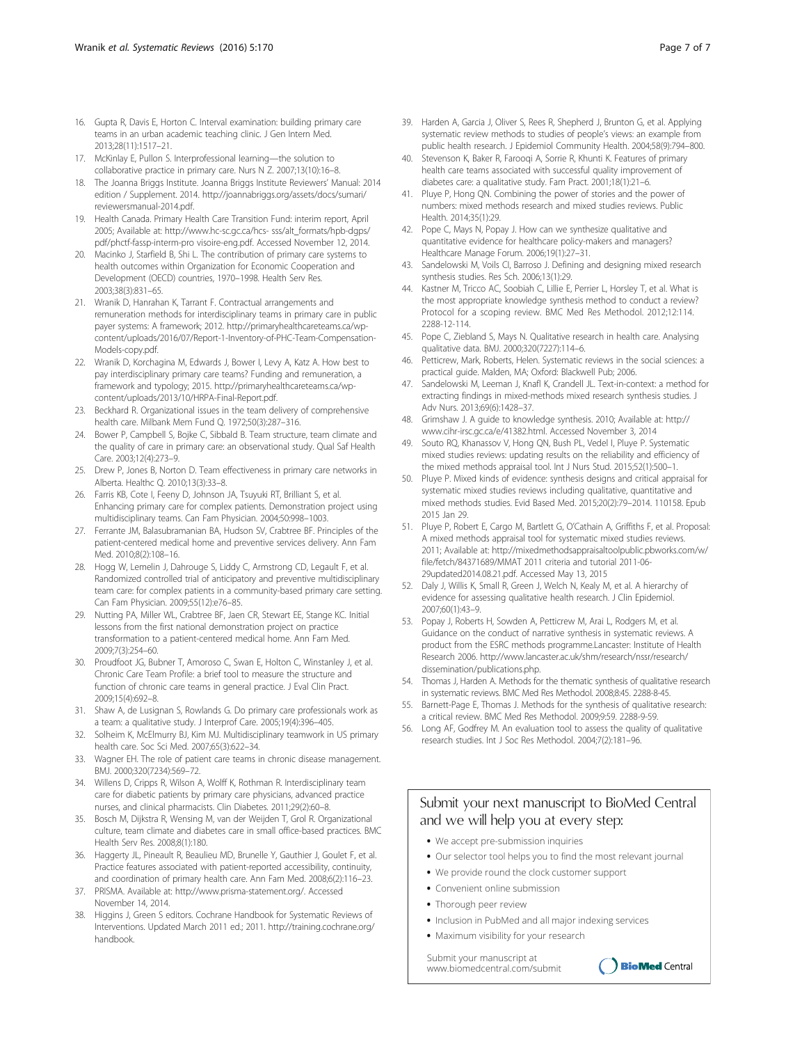16. Gupta R, Davis E, Horton C. Interval examination: building primary care teams in an urban academic teaching clinic. J Gen Intern Med. 2013;28(11):1517–21.
17. McKinlay E, Pullon S. Interprofessional learning—the solution to collaborative practice in primary care. Nurs N Z. 2007;13(10):16–8.
18. The Joanna Briggs Institute. Joanna Briggs Institute Reviewers' Manual: 2014 edition / Supplement. 2014. http://joannabriggs.org/assets/docs/sumari/reviewersmanual-2014.pdf.
19. Health Canada. Primary Health Care Transition Fund: interim report, April 2005; Available at: http://www.hc-sc.gc.ca/hcs- sss/alt_formats/hpb-dgps/pdf/phctf-fassp-interm-pro visoire-eng.pdf. Accessed November 12, 2014.
20. Macinko J, Starfield B, Shi L. The contribution of primary care systems to health outcomes within Organization for Economic Cooperation and Development (OECD) countries, 1970–1998. Health Serv Res. 2003;38(3):831–65.
21. Wranik D, Hanrahan K, Tarrant F. Contractual arrangements and remuneration methods for interdisciplinary teams in primary care in public payer systems: A framework; 2012. http://primaryhealthcareteams.ca/wp-content/uploads/2016/07/Report-1-Inventory-of-PHC-Team-Compensation-Models-copy.pdf.
22. Wranik D, Korchagina M, Edwards J, Bower I, Levy A, Katz A. How best to pay interdisciplinary primary care teams? Funding and remuneration, a framework and typology; 2015. http://primaryhealthcareteams.ca/wp-content/uploads/2013/10/HRPA-Final-Report.pdf.
23. Beckhard R. Organizational issues in the team delivery of comprehensive health care. Milbank Mem Fund Q. 1972;50(3):287–316.
24. Bower P, Campbell S, Bojke C, Sibbald B. Team structure, team climate and the quality of care in primary care: an observational study. Qual Saf Health Care. 2003;12(4):273–9.
25. Drew P, Jones B, Norton D. Team effectiveness in primary care networks in Alberta. Healthc Q. 2010;13(3):33–8.
26. Farris KB, Cote I, Feeny D, Johnson JA, Tsuyuki RT, Brilliant S, et al. Enhancing primary care for complex patients. Demonstration project using multidisciplinary teams. Can Fam Physician. 2004;50:998–1003.
27. Ferrante JM, Balasubramanian BA, Hudson SV, Crabtree BF. Principles of the patient-centered medical home and preventive services delivery. Ann Fam Med. 2010;8(2):108–16.
28. Hogg W, Lemelin J, Dahrouge S, Liddy C, Armstrong CD, Legault F, et al. Randomized controlled trial of anticipatory and preventive multidisciplinary team care: for complex patients in a community-based primary care setting. Can Fam Physician. 2009;55(12):e76–85.
29. Nutting PA, Miller WL, Crabtree BF, Jaen CR, Stewart EE, Stange KC. Initial lessons from the first national demonstration project on practice transformation to a patient-centered medical home. Ann Fam Med. 2009;7(3):254–60.
30. Proudfoot JG, Bubner T, Amoroso C, Swan E, Holton C, Winstanley J, et al. Chronic Care Team Profile: a brief tool to measure the structure and function of chronic care teams in general practice. J Eval Clin Pract. 2009;15(4):692–8.
31. Shaw A, de Lusignan S, Rowlands G. Do primary care professionals work as a team: a qualitative study. J Interprof Care. 2005;19(4):396–405.
32. Solheim K, McElmurry BJ, Kim MJ. Multidisciplinary teamwork in US primary health care. Soc Sci Med. 2007;65(3):622–34.
33. Wagner EH. The role of patient care teams in chronic disease management. BMJ. 2000;320(7234):569–72.
34. Willens D, Cripps R, Wilson A, Wolff K, Rothman R. Interdisciplinary team care for diabetic patients by primary care physicians, advanced practice nurses, and clinical pharmacists. Clin Diabetes. 2011;29(2):60–8.
35. Bosch M, Dijkstra R, Wensing M, van der Weijden T, Grol R. Organizational culture, team climate and diabetes care in small office-based practices. BMC Health Serv Res. 2008;8(1):180.
36. Haggerty JL, Pineault R, Beaulieu MD, Brunelle Y, Gauthier J, Goulet F, et al. Practice features associated with patient-reported accessibility, continuity, and coordination of primary health care. Ann Fam Med. 2008;6(2):116–23.
37. PRISMA. Available at: http://www.prisma-statement.org/. Accessed November 14, 2014.
38. Higgins J, Green S editors. Cochrane Handbook for Systematic Reviews of Interventions. Updated March 2011 ed.; 2011. http://training.cochrane.org/handbook.
39. Harden A, Garcia J, Oliver S, Rees R, Shepherd J, Brunton G, et al. Applying systematic review methods to studies of people's views: an example from public health research. J Epidemiol Community Health. 2004;58(9):794–800.
40. Stevenson K, Baker R, Farooqi A, Sorrie R, Khunti K. Features of primary health care teams associated with successful quality improvement of diabetes care: a qualitative study. Fam Pract. 2001;18(1):21–6.
41. Pluye P, Hong QN. Combining the power of stories and the power of numbers: mixed methods research and mixed studies reviews. Public Health. 2014;35(1):29.
42. Pope C, Mays N, Popay J. How can we synthesize qualitative and quantitative evidence for healthcare policy-makers and managers? Healthcare Manage Forum. 2006;19(1):27–31.
43. Sandelowski M, Voils CI, Barroso J. Defining and designing mixed research synthesis studies. Res Sch. 2006;13(1):29.
44. Kastner M, Tricco AC, Soobiah C, Lillie E, Perrier L, Horsley T, et al. What is the most appropriate knowledge synthesis method to conduct a review? Protocol for a scoping review. BMC Med Res Methodol. 2012;12:114. 2288-12-114.
45. Pope C, Ziebland S, Mays N. Qualitative research in health care. Analysing qualitative data. BMJ. 2000;320(7227):114–6.
46. Petticrew, Mark, Roberts, Helen. Systematic reviews in the social sciences: a practical guide. Malden, MA; Oxford: Blackwell Pub; 2006.
47. Sandelowski M, Leeman J, Knafl K, Crandell JL. Text-in-context: a method for extracting findings in mixed-methods mixed research synthesis studies. J Adv Nurs. 2013;69(6):1428–37.
48. Grimshaw J. A guide to knowledge synthesis. 2010; Available at: http://www.cihr-irsc.gc.ca/e/41382.html. Accessed November 3, 2014
49. Souto RQ, Khanassov V, Hong QN, Bush PL, Vedel I, Pluye P. Systematic mixed studies reviews: updating results on the reliability and efficiency of the mixed methods appraisal tool. Int J Nurs Stud. 2015;52(1):500–1.
50. Pluye P. Mixed kinds of evidence: synthesis designs and critical appraisal for systematic mixed studies reviews including qualitative, quantitative and mixed methods studies. Evid Based Med. 2015;20(2):79–2014. 110158. Epub 2015 Jan 29.
51. Pluye P, Robert E, Cargo M, Bartlett G, O'Cathain A, Griffiths F, et al. Proposal: A mixed methods appraisal tool for systematic mixed studies reviews. 2011; Available at: http://mixedmethodsappraisaltoolpublic.pbworks.com/w/file/fetch/84371689/MMAT 2011 criteria and tutorial 2011-06-29updated2014.08.21.pdf. Accessed May 13, 2015
52. Daly J, Willis K, Small R, Green J, Welch N, Kealy M, et al. A hierarchy of evidence for assessing qualitative health research. J Clin Epidemiol. 2007;60(1):43–9.
53. Popay J, Roberts H, Sowden A, Petticrew M, Arai L, Rodgers M, et al. Guidance on the conduct of narrative synthesis in systematic reviews. A product from the ESRC methods programme.Lancaster: Institute of Health Research 2006. http://www.lancaster.ac.uk/shm/research/nssr/research/dissemination/publications.php.
54. Thomas J, Harden A. Methods for the thematic synthesis of qualitative research in systematic reviews. BMC Med Res Methodol. 2008;8:45. 2288-8-45.
55. Barnett-Page E, Thomas J. Methods for the synthesis of qualitative research: a critical review. BMC Med Res Methodol. 2009;9:59. 2288-9-59.
56. Long AF, Godfrey M. An evaluation tool to assess the quality of qualitative research studies. Int J Soc Res Methodol. 2004;7(2):181–96.

Submit your next manuscript to BioMed Central and we will help you at every step:

- We accept pre-submission inquiries
- Our selector tool helps you to find the most relevant journal
- We provide round the clock customer support
- Convenient online submission
- Thorough peer review
- Inclusion in PubMed and all major indexing services
- Maximum visibility for your research

Submit your manuscript at www.biomedcentral.com/submit

BioMed Central